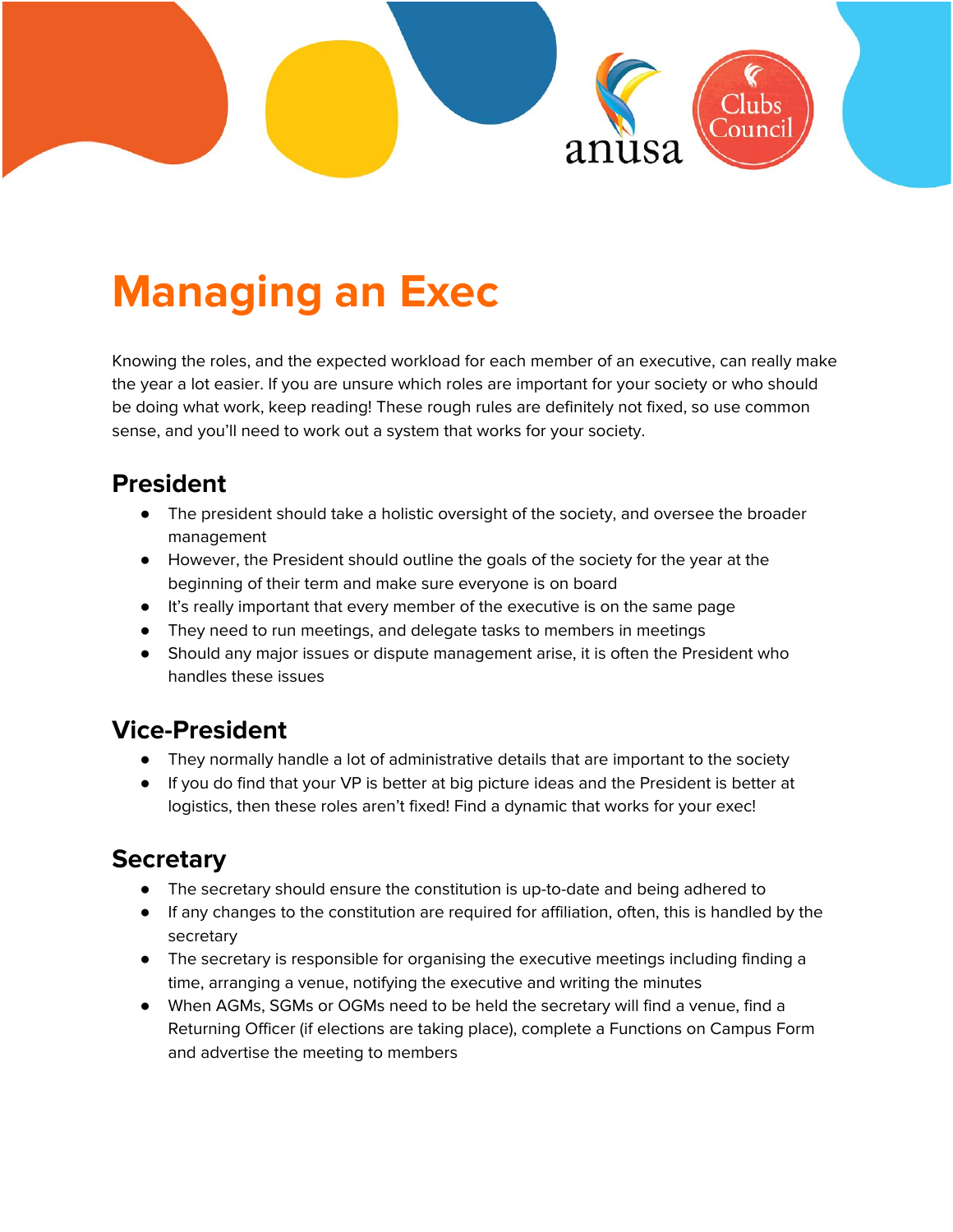# Managing an Exec

Knowing the roles, and the expected workload for each member of an executive, can really make the year a lot easier. If you are unsure which roles are important for your society or who should be doing what work, keep reading! These rough rules are definitely not fixed, so use common sense, and you'll need to work out a system that works for your society.

## President

- The president should take a holistic oversight of the society, and oversee the broader management
- However, the President should outline the goals of the society for the year at the beginning of their term and make sure everyone is on board
- It's really important that every member of the executive is on the same page
- They need to run meetings, and delegate tasks to members in meetings
- Should any major issues or dispute management arise, it is often the President who handles these issues

## Vice-President

- They normally handle a lot of administrative details that are important to the society
- If you do find that your VP is better at big picture ideas and the President is better at logistics, then these roles aren't fixed! Find a dynamic that works for your exec!

## Secretary

- The secretary should ensure the constitution is up-to-date and being adhered to
- If any changes to the constitution are required for affiliation, often, this is handled by the secretary
- The secretary is responsible for organising the executive meetings including finding a time, arranging a venue, notifying the executive and writing the minutes
- When AGMs, SGMs or OGMs need to be held the secretary will find a venue, find a Returning Officer (if elections are taking place), complete a Functions on Campus Form and advertise the meeting to members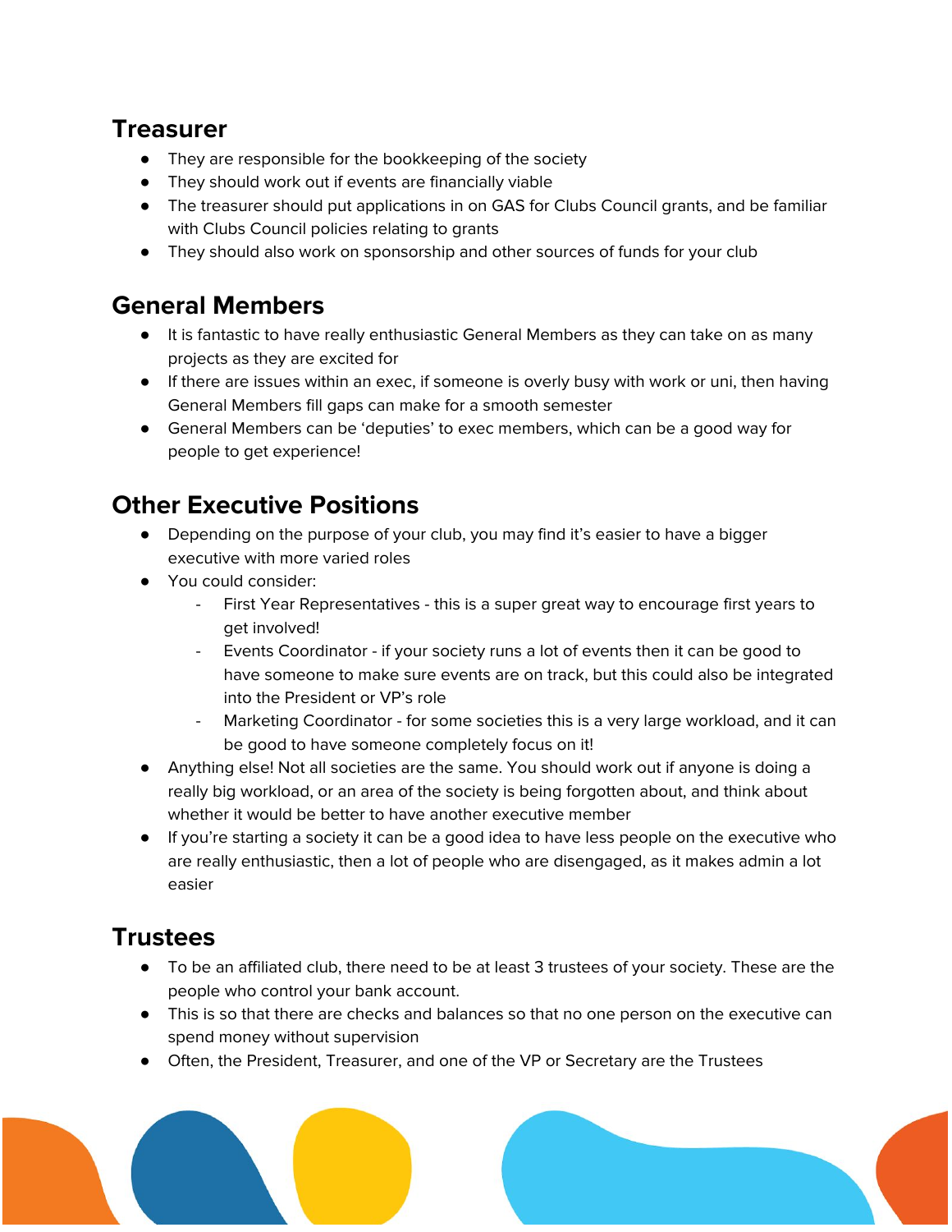## Treasurer

- They are responsible for the bookkeeping of the society
- They should work out if events are financially viable
- The treasurer should put applications in on GAS for Clubs Council grants, and be familiar with Clubs Council policies relating to grants
- They should also work on sponsorship and other sources of funds for your club

## General Members

- It is fantastic to have really enthusiastic General Members as they can take on as many projects as they are excited for
- If there are issues within an exec, if someone is overly busy with work or uni, then having General Members fill gaps can make for a smooth semester
- General Members can be 'deputies' to exec members, which can be a good way for people to get experience!

## Other Executive Positions

- Depending on the purpose of your club, you may find it's easier to have a bigger executive with more varied roles
- You could consider:
  - First Year Representatives - this is a super great way to encourage first years to get involved!
  - Events Coordinator - if your society runs a lot of events then it can be good to have someone to make sure events are on track, but this could also be integrated into the President or VP's role
  - Marketing Coordinator - for some societies this is a very large workload, and it can be good to have someone completely focus on it!
- Anything else! Not all societies are the same. You should work out if anyone is doing a really big workload, or an area of the society is being forgotten about, and think about whether it would be better to have another executive member
- If you're starting a society it can be a good idea to have less people on the executive who are really enthusiastic, then a lot of people who are disengaged, as it makes admin a lot easier

## Trustees

- To be an affiliated club, there need to be at least 3 trustees of your society. These are the people who control your bank account.
- This is so that there are checks and balances so that no one person on the executive can spend money without supervision
- Often, the President, Treasurer, and one of the VP or Secretary are the Trustees